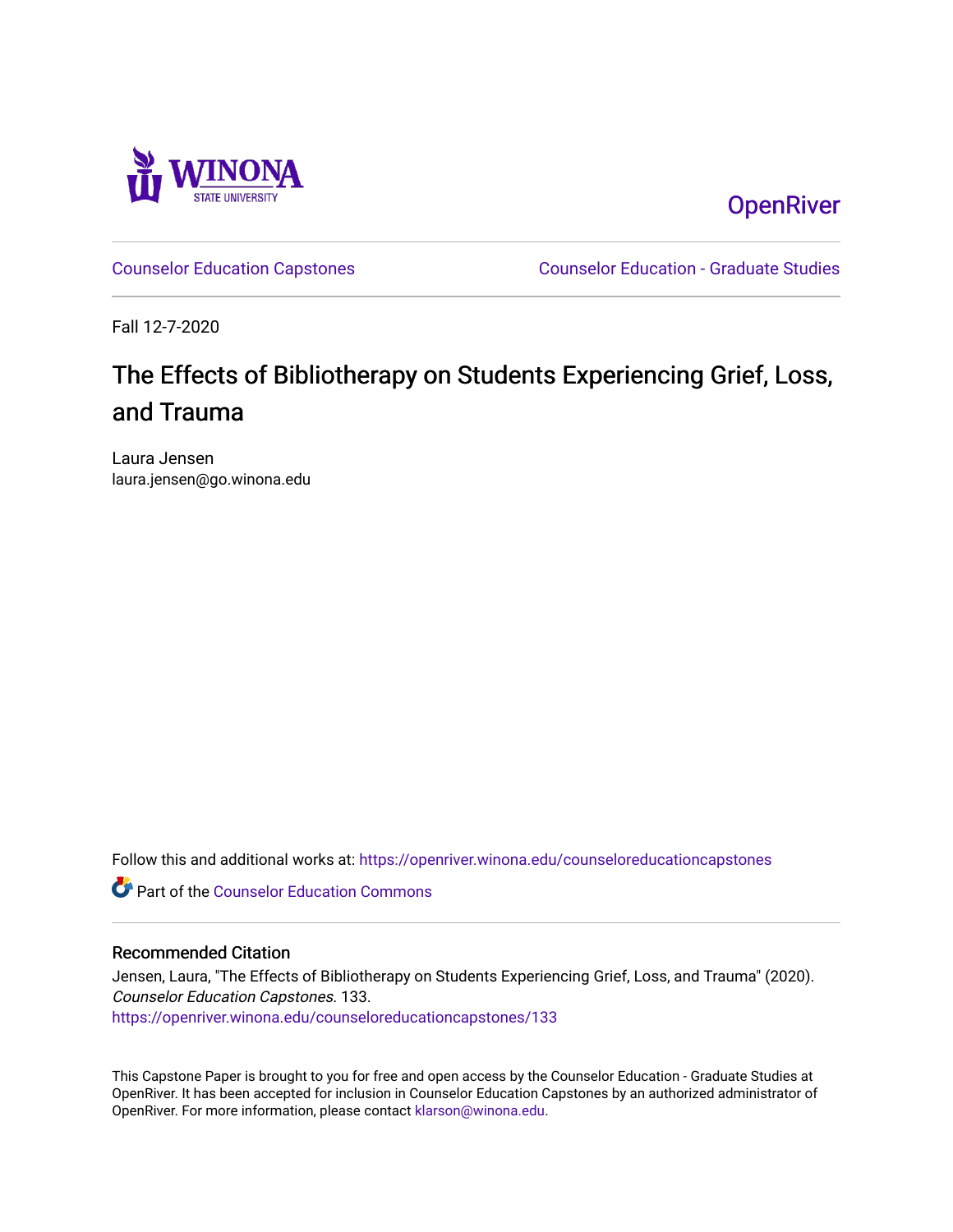OpenRiver

Counselor Education Capstones

Counselor Education - Graduate Studies

Fall 12-7-2020

# The Effects of Bibliotherapy on Students Experiencing Grief, Loss, and Trauma

Laura Jensen
laura.jensen@go.winona.edu

Follow this and additional works at: https://openriver.winona.edu/counseloreducationcapstones

Part of the Counselor Education Commons

## Recommended Citation

Jensen, Laura, "The Effects of Bibliotherapy on Students Experiencing Grief, Loss, and Trauma" (2020). *Counselor Education Capstones*. 133.
https://openriver.winona.edu/counseloreducationcapstones/133

This Capstone Paper is brought to you for free and open access by the Counselor Education - Graduate Studies at OpenRiver. It has been accepted for inclusion in Counselor Education Capstones by an authorized administrator of OpenRiver. For more information, please contact klarson@winona.edu.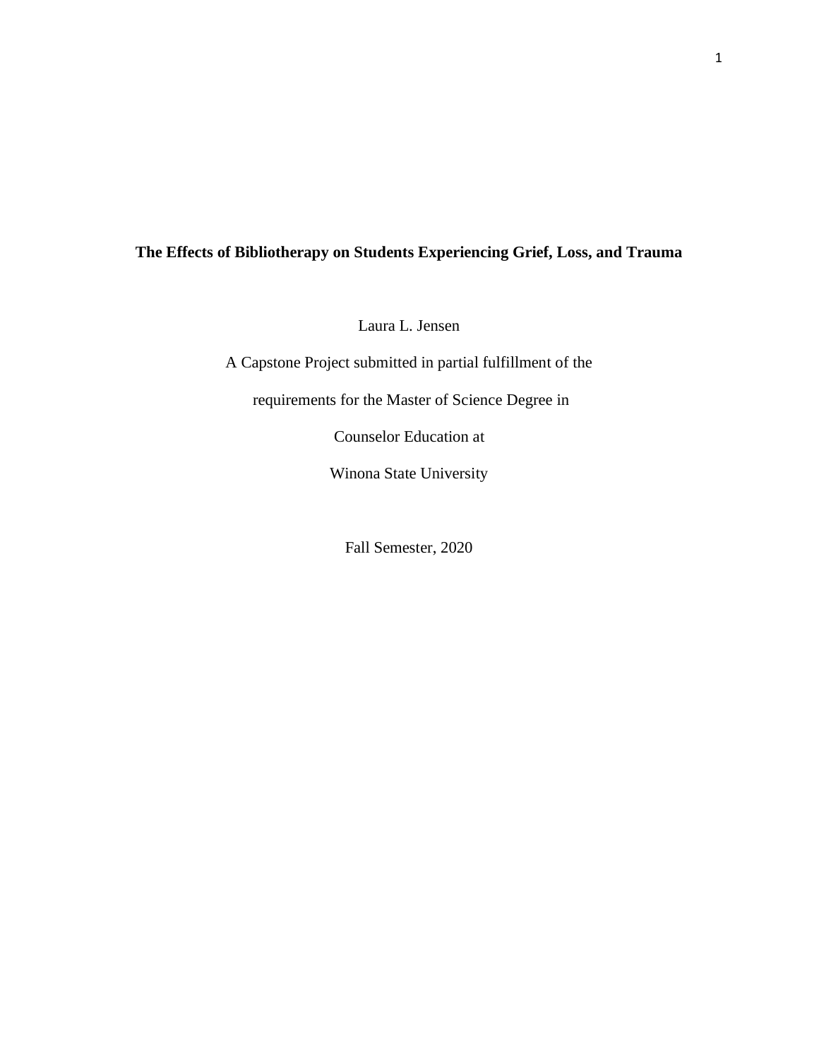**The Effects of Bibliotherapy on Students Experiencing Grief, Loss, and Trauma**

Laura L. Jensen

A Capstone Project submitted in partial fulfillment of the

requirements for the Master of Science Degree in

Counselor Education at

Winona State University

Fall Semester, 2020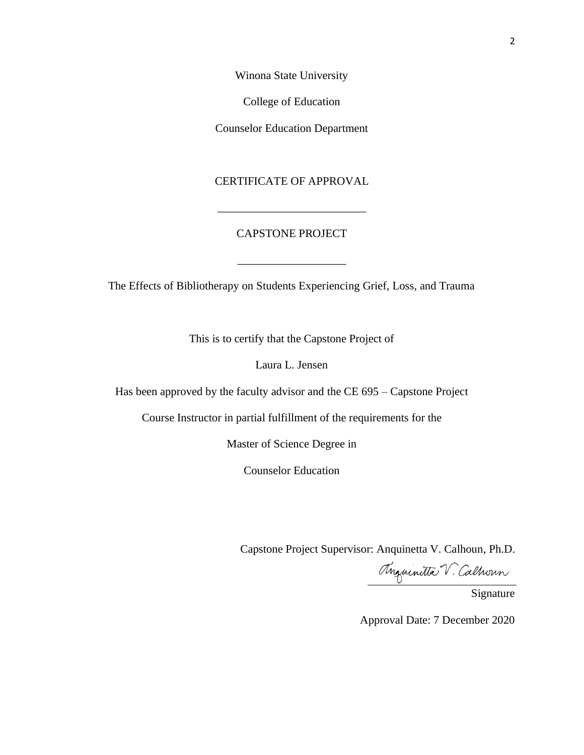Winona State University

College of Education

Counselor Education Department

CERTIFICATE OF APPROVAL

___________________________

CAPSTONE PROJECT

___________________

The Effects of Bibliotherapy on Students Experiencing Grief, Loss, and Trauma

This is to certify that the Capstone Project of

Laura L. Jensen

Has been approved by the faculty advisor and the CE 695 – Capstone Project

Course Instructor in partial fulfillment of the requirements for the

Master of Science Degree in

Counselor Education

Capstone Project Supervisor: Anquinetta V. Calhoun, Ph.D.

Anquinetta V. Calhoun
_________________________
Signature

Approval Date: 7 December 2020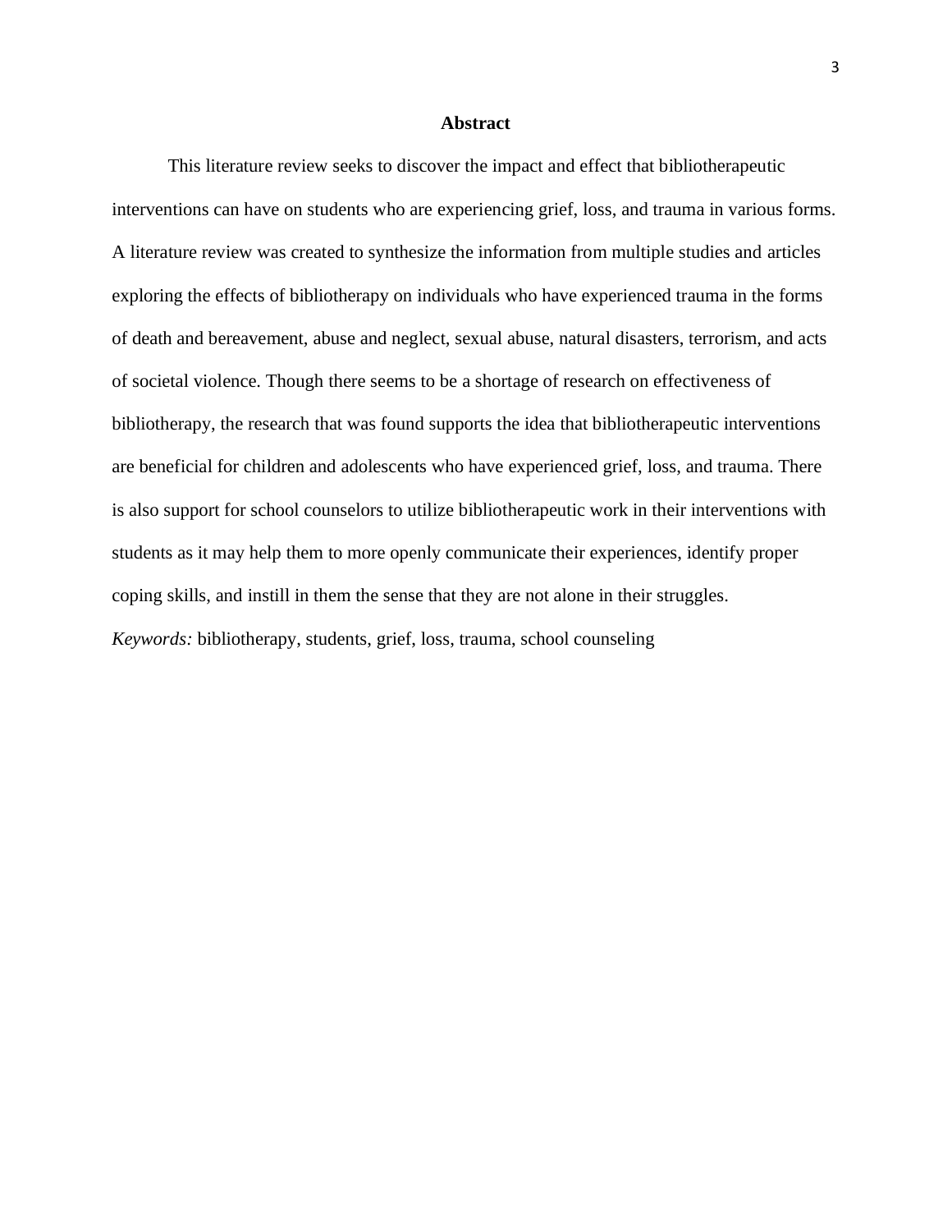## Abstract

This literature review seeks to discover the impact and effect that bibliotherapeutic interventions can have on students who are experiencing grief, loss, and trauma in various forms. A literature review was created to synthesize the information from multiple studies and articles exploring the effects of bibliotherapy on individuals who have experienced trauma in the forms of death and bereavement, abuse and neglect, sexual abuse, natural disasters, terrorism, and acts of societal violence. Though there seems to be a shortage of research on effectiveness of bibliotherapy, the research that was found supports the idea that bibliotherapeutic interventions are beneficial for children and adolescents who have experienced grief, loss, and trauma. There is also support for school counselors to utilize bibliotherapeutic work in their interventions with students as it may help them to more openly communicate their experiences, identify proper coping skills, and instill in them the sense that they are not alone in their struggles.

*Keywords:* bibliotherapy, students, grief, loss, trauma, school counseling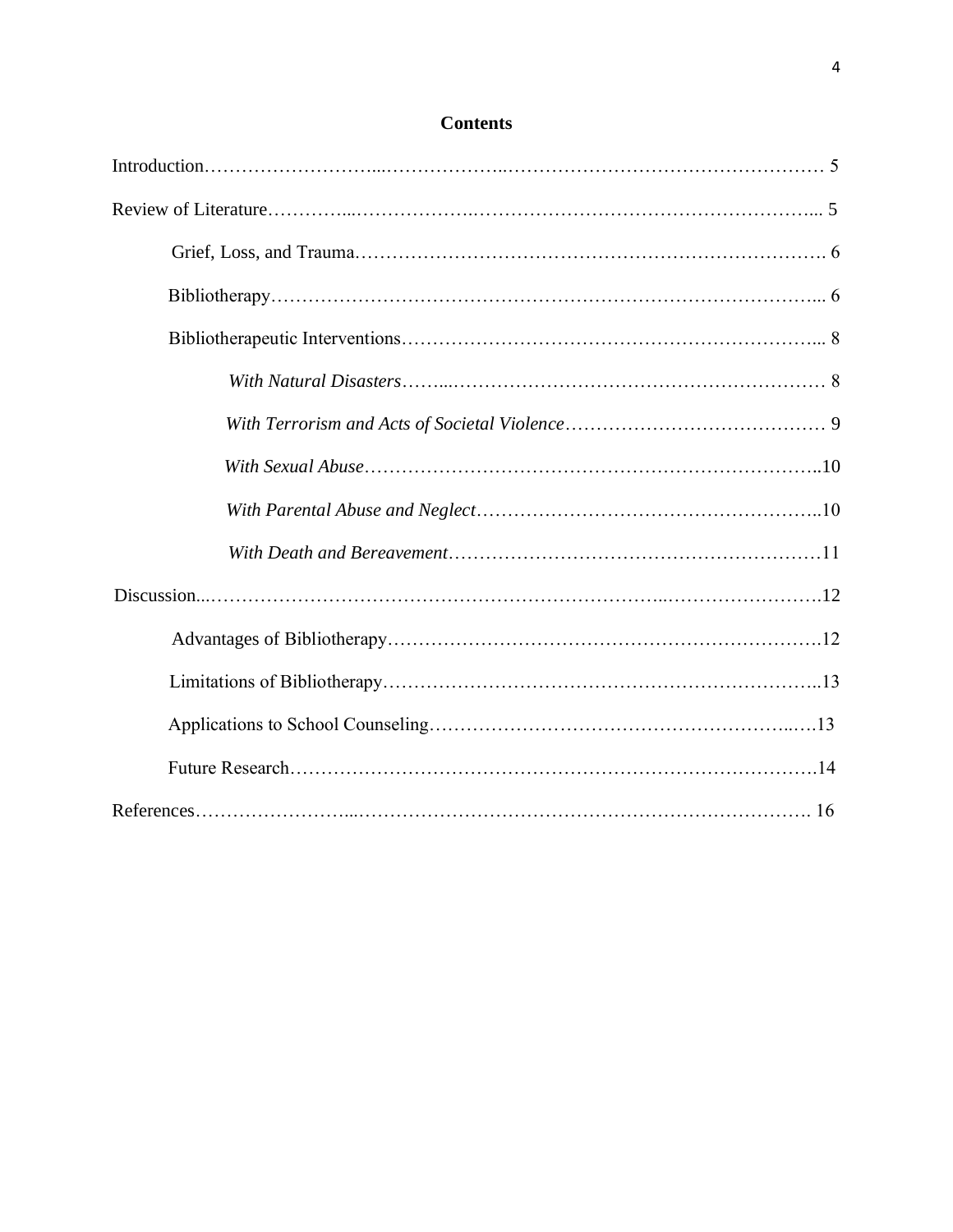## Contents

Introduction ........................................................................ 5

Review of Literature ........................................................................ 5

- Grief, Loss, and Trauma ........................................................................ 6
- Bibliotherapy ........................................................................ 6
- Bibliotherapeutic Interventions ........................................................................ 8
  - *With Natural Disasters* ........................................................................ 8
  - *With Terrorism and Acts of Societal Violence* ........................................................................ 9
  - *With Sexual Abuse* ........................................................................ 10
  - *With Parental Abuse and Neglect* ........................................................................ 10
  - *With Death and Bereavement* ........................................................................ 11

Discussion ........................................................................ 12

- Advantages of Bibliotherapy ........................................................................ 12
- Limitations of Bibliotherapy ........................................................................ 13
- Applications to School Counseling ........................................................................ 13
- Future Research ........................................................................ 14

References ........................................................................ 16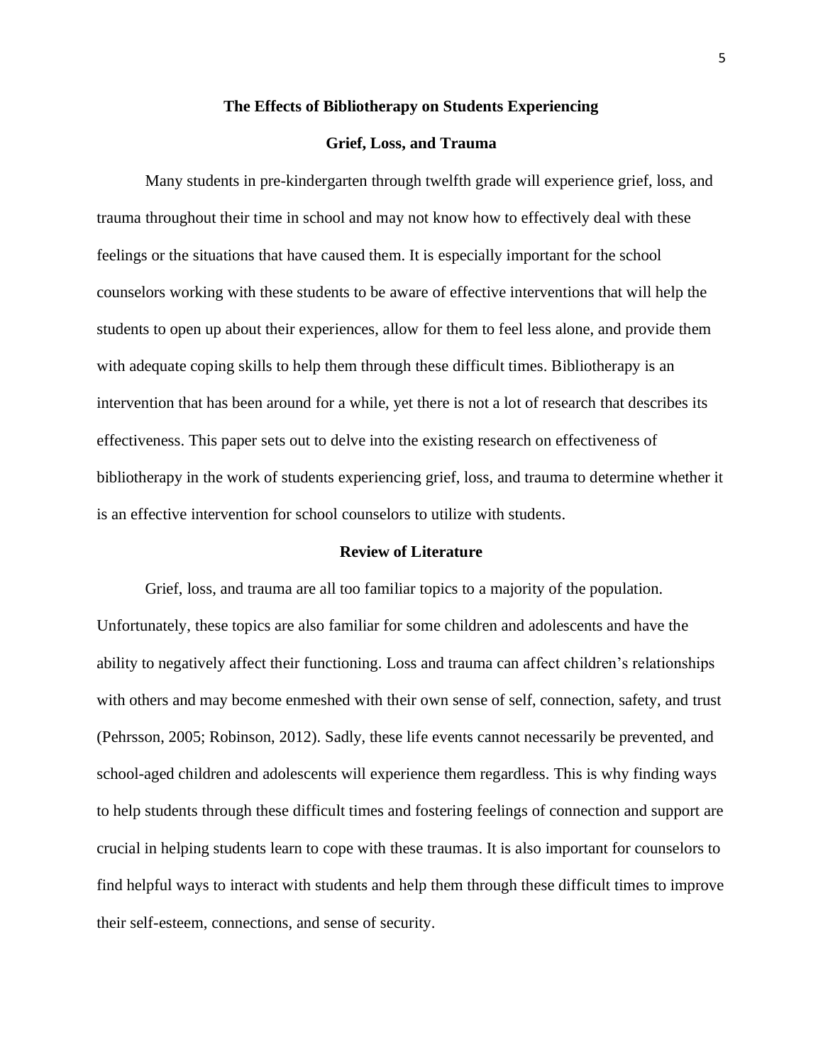## The Effects of Bibliotherapy on Students Experiencing Grief, Loss, and Trauma

Many students in pre-kindergarten through twelfth grade will experience grief, loss, and trauma throughout their time in school and may not know how to effectively deal with these feelings or the situations that have caused them. It is especially important for the school counselors working with these students to be aware of effective interventions that will help the students to open up about their experiences, allow for them to feel less alone, and provide them with adequate coping skills to help them through these difficult times. Bibliotherapy is an intervention that has been around for a while, yet there is not a lot of research that describes its effectiveness. This paper sets out to delve into the existing research on effectiveness of bibliotherapy in the work of students experiencing grief, loss, and trauma to determine whether it is an effective intervention for school counselors to utilize with students.

### Review of Literature

Grief, loss, and trauma are all too familiar topics to a majority of the population. Unfortunately, these topics are also familiar for some children and adolescents and have the ability to negatively affect their functioning. Loss and trauma can affect children's relationships with others and may become enmeshed with their own sense of self, connection, safety, and trust (Pehrsson, 2005; Robinson, 2012). Sadly, these life events cannot necessarily be prevented, and school-aged children and adolescents will experience them regardless. This is why finding ways to help students through these difficult times and fostering feelings of connection and support are crucial in helping students learn to cope with these traumas. It is also important for counselors to find helpful ways to interact with students and help them through these difficult times to improve their self-esteem, connections, and sense of security.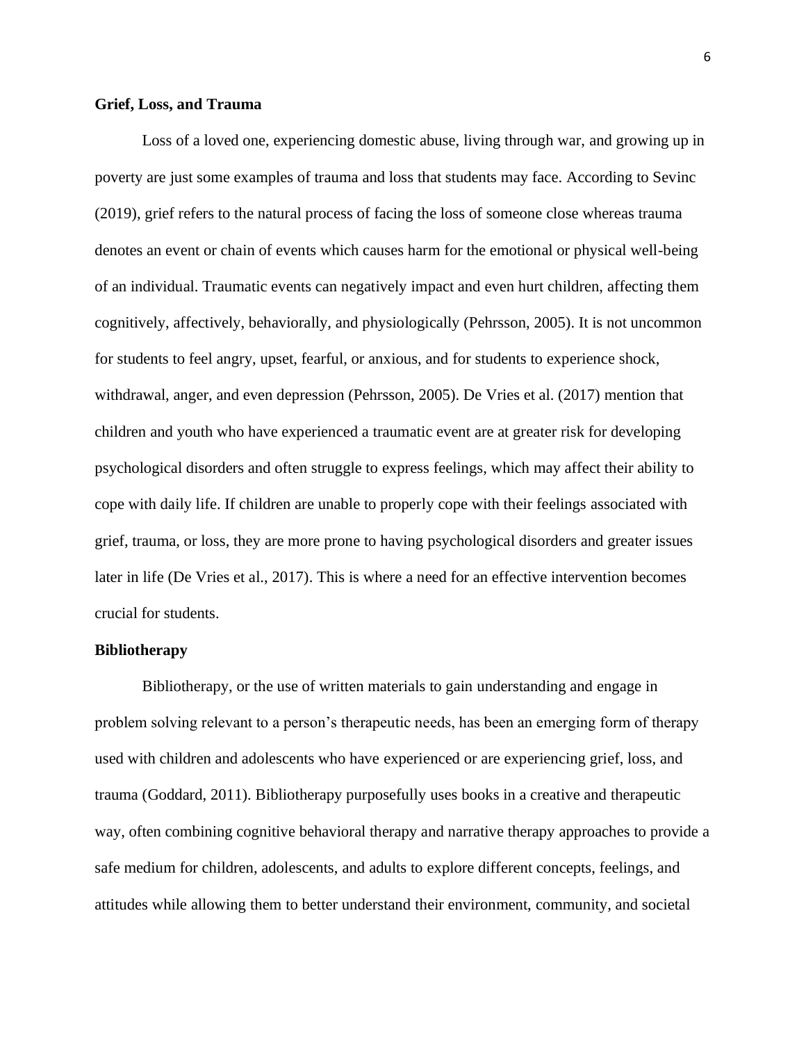## Grief, Loss, and Trauma

Loss of a loved one, experiencing domestic abuse, living through war, and growing up in poverty are just some examples of trauma and loss that students may face. According to Sevinc (2019), grief refers to the natural process of facing the loss of someone close whereas trauma denotes an event or chain of events which causes harm for the emotional or physical well-being of an individual. Traumatic events can negatively impact and even hurt children, affecting them cognitively, affectively, behaviorally, and physiologically (Pehrsson, 2005). It is not uncommon for students to feel angry, upset, fearful, or anxious, and for students to experience shock, withdrawal, anger, and even depression (Pehrsson, 2005). De Vries et al. (2017) mention that children and youth who have experienced a traumatic event are at greater risk for developing psychological disorders and often struggle to express feelings, which may affect their ability to cope with daily life. If children are unable to properly cope with their feelings associated with grief, trauma, or loss, they are more prone to having psychological disorders and greater issues later in life (De Vries et al., 2017). This is where a need for an effective intervention becomes crucial for students.

## Bibliotherapy

Bibliotherapy, or the use of written materials to gain understanding and engage in problem solving relevant to a person's therapeutic needs, has been an emerging form of therapy used with children and adolescents who have experienced or are experiencing grief, loss, and trauma (Goddard, 2011). Bibliotherapy purposefully uses books in a creative and therapeutic way, often combining cognitive behavioral therapy and narrative therapy approaches to provide a safe medium for children, adolescents, and adults to explore different concepts, feelings, and attitudes while allowing them to better understand their environment, community, and societal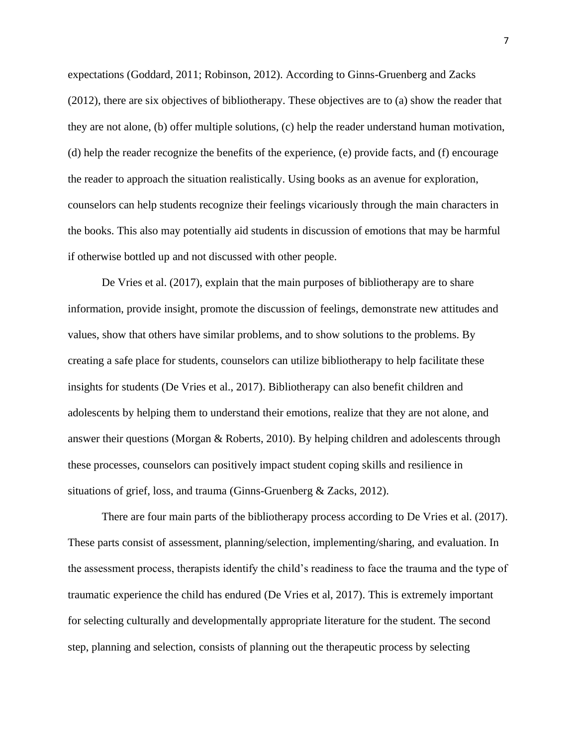expectations (Goddard, 2011; Robinson, 2012). According to Ginns-Gruenberg and Zacks (2012), there are six objectives of bibliotherapy. These objectives are to (a) show the reader that they are not alone, (b) offer multiple solutions, (c) help the reader understand human motivation, (d) help the reader recognize the benefits of the experience, (e) provide facts, and (f) encourage the reader to approach the situation realistically. Using books as an avenue for exploration, counselors can help students recognize their feelings vicariously through the main characters in the books. This also may potentially aid students in discussion of emotions that may be harmful if otherwise bottled up and not discussed with other people.

De Vries et al. (2017), explain that the main purposes of bibliotherapy are to share information, provide insight, promote the discussion of feelings, demonstrate new attitudes and values, show that others have similar problems, and to show solutions to the problems. By creating a safe place for students, counselors can utilize bibliotherapy to help facilitate these insights for students (De Vries et al., 2017). Bibliotherapy can also benefit children and adolescents by helping them to understand their emotions, realize that they are not alone, and answer their questions (Morgan & Roberts, 2010). By helping children and adolescents through these processes, counselors can positively impact student coping skills and resilience in situations of grief, loss, and trauma (Ginns-Gruenberg & Zacks, 2012).

There are four main parts of the bibliotherapy process according to De Vries et al. (2017). These parts consist of assessment, planning/selection, implementing/sharing, and evaluation. In the assessment process, therapists identify the child's readiness to face the trauma and the type of traumatic experience the child has endured (De Vries et al, 2017). This is extremely important for selecting culturally and developmentally appropriate literature for the student. The second step, planning and selection, consists of planning out the therapeutic process by selecting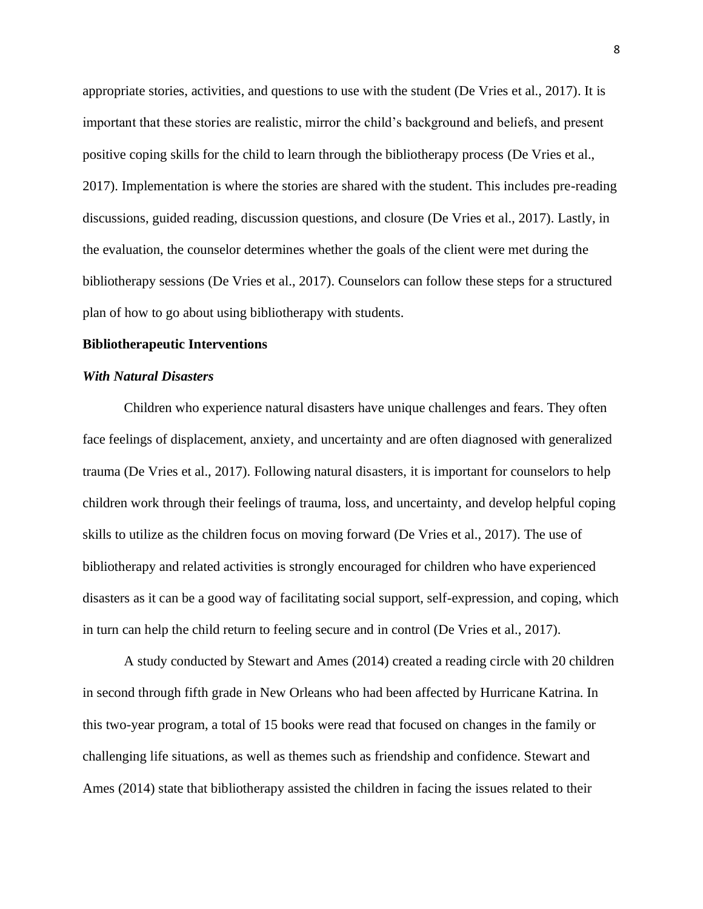appropriate stories, activities, and questions to use with the student (De Vries et al., 2017). It is important that these stories are realistic, mirror the child's background and beliefs, and present positive coping skills for the child to learn through the bibliotherapy process (De Vries et al., 2017). Implementation is where the stories are shared with the student. This includes pre-reading discussions, guided reading, discussion questions, and closure (De Vries et al., 2017). Lastly, in the evaluation, the counselor determines whether the goals of the client were met during the bibliotherapy sessions (De Vries et al., 2017). Counselors can follow these steps for a structured plan of how to go about using bibliotherapy with students.

## Bibliotherapeutic Interventions

### *With Natural Disasters*

Children who experience natural disasters have unique challenges and fears. They often face feelings of displacement, anxiety, and uncertainty and are often diagnosed with generalized trauma (De Vries et al., 2017). Following natural disasters, it is important for counselors to help children work through their feelings of trauma, loss, and uncertainty, and develop helpful coping skills to utilize as the children focus on moving forward (De Vries et al., 2017). The use of bibliotherapy and related activities is strongly encouraged for children who have experienced disasters as it can be a good way of facilitating social support, self-expression, and coping, which in turn can help the child return to feeling secure and in control (De Vries et al., 2017).

A study conducted by Stewart and Ames (2014) created a reading circle with 20 children in second through fifth grade in New Orleans who had been affected by Hurricane Katrina. In this two-year program, a total of 15 books were read that focused on changes in the family or challenging life situations, as well as themes such as friendship and confidence. Stewart and Ames (2014) state that bibliotherapy assisted the children in facing the issues related to their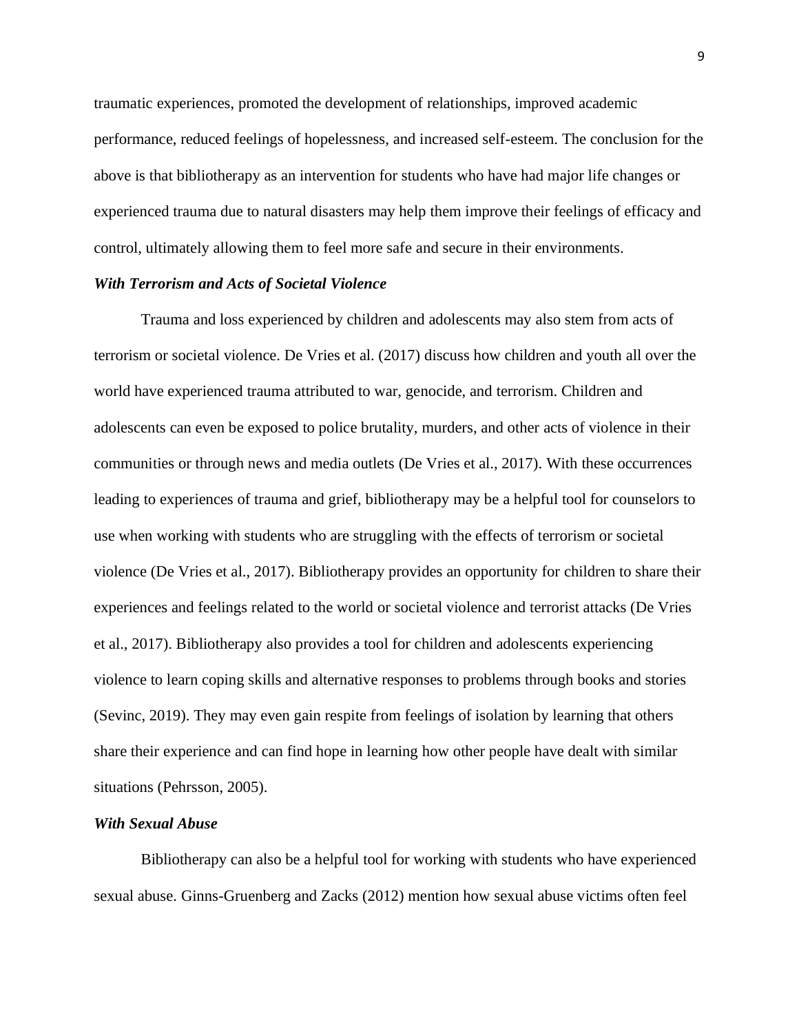traumatic experiences, promoted the development of relationships, improved academic performance, reduced feelings of hopelessness, and increased self-esteem. The conclusion for the above is that bibliotherapy as an intervention for students who have had major life changes or experienced trauma due to natural disasters may help them improve their feelings of efficacy and control, ultimately allowing them to feel more safe and secure in their environments.

### *With Terrorism and Acts of Societal Violence*

Trauma and loss experienced by children and adolescents may also stem from acts of terrorism or societal violence. De Vries et al. (2017) discuss how children and youth all over the world have experienced trauma attributed to war, genocide, and terrorism. Children and adolescents can even be exposed to police brutality, murders, and other acts of violence in their communities or through news and media outlets (De Vries et al., 2017). With these occurrences leading to experiences of trauma and grief, bibliotherapy may be a helpful tool for counselors to use when working with students who are struggling with the effects of terrorism or societal violence (De Vries et al., 2017). Bibliotherapy provides an opportunity for children to share their experiences and feelings related to the world or societal violence and terrorist attacks (De Vries et al., 2017). Bibliotherapy also provides a tool for children and adolescents experiencing violence to learn coping skills and alternative responses to problems through books and stories (Sevinc, 2019). They may even gain respite from feelings of isolation by learning that others share their experience and can find hope in learning how other people have dealt with similar situations (Pehrsson, 2005).

### *With Sexual Abuse*

Bibliotherapy can also be a helpful tool for working with students who have experienced sexual abuse. Ginns-Gruenberg and Zacks (2012) mention how sexual abuse victims often feel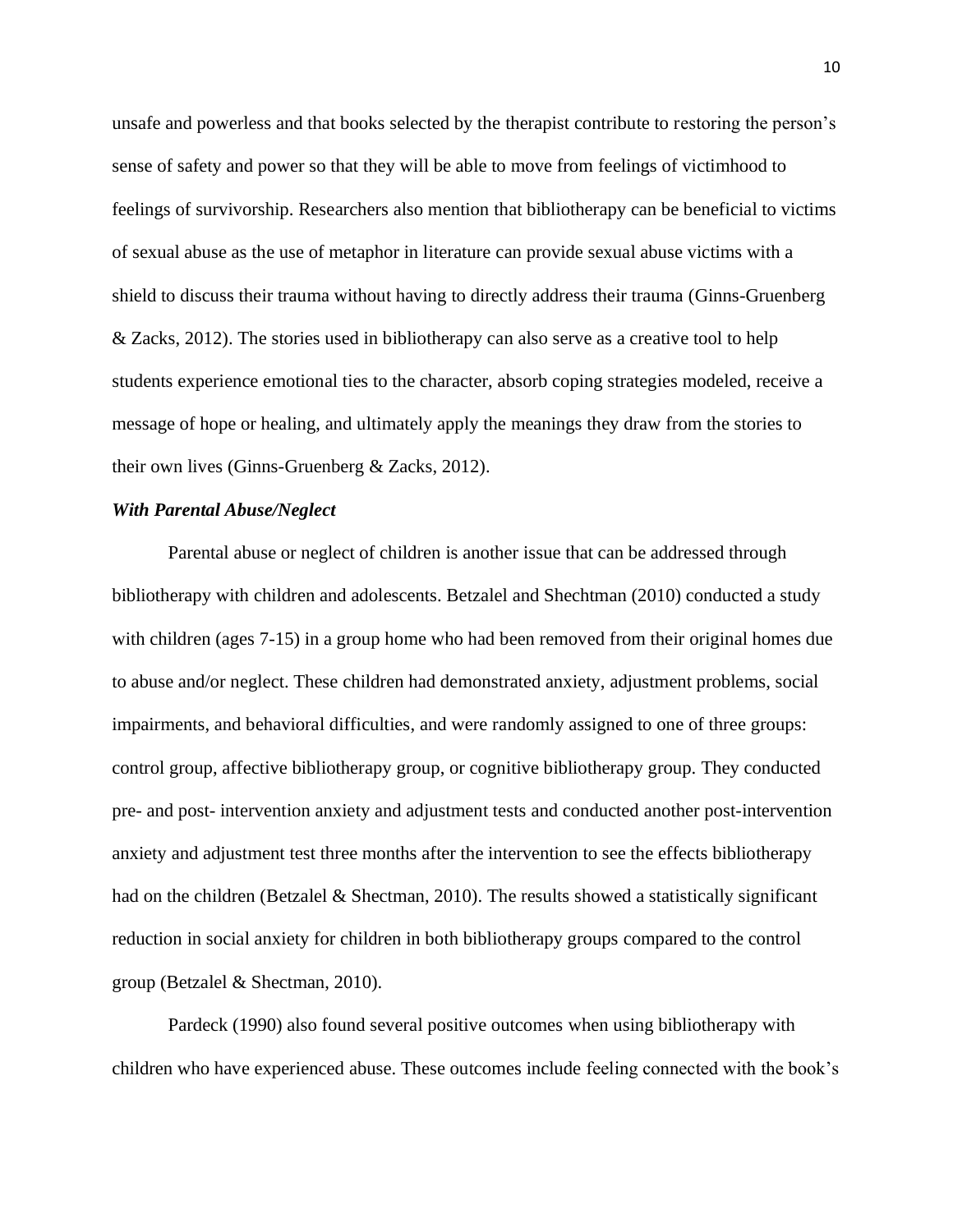unsafe and powerless and that books selected by the therapist contribute to restoring the person's sense of safety and power so that they will be able to move from feelings of victimhood to feelings of survivorship. Researchers also mention that bibliotherapy can be beneficial to victims of sexual abuse as the use of metaphor in literature can provide sexual abuse victims with a shield to discuss their trauma without having to directly address their trauma (Ginns-Gruenberg & Zacks, 2012). The stories used in bibliotherapy can also serve as a creative tool to help students experience emotional ties to the character, absorb coping strategies modeled, receive a message of hope or healing, and ultimately apply the meanings they draw from the stories to their own lives (Ginns-Gruenberg & Zacks, 2012).

***With Parental Abuse/Neglect***

Parental abuse or neglect of children is another issue that can be addressed through bibliotherapy with children and adolescents. Betzalel and Shechtman (2010) conducted a study with children (ages 7-15) in a group home who had been removed from their original homes due to abuse and/or neglect. These children had demonstrated anxiety, adjustment problems, social impairments, and behavioral difficulties, and were randomly assigned to one of three groups: control group, affective bibliotherapy group, or cognitive bibliotherapy group. They conducted pre- and post- intervention anxiety and adjustment tests and conducted another post-intervention anxiety and adjustment test three months after the intervention to see the effects bibliotherapy had on the children (Betzalel & Shectman, 2010). The results showed a statistically significant reduction in social anxiety for children in both bibliotherapy groups compared to the control group (Betzalel & Shectman, 2010).

Pardeck (1990) also found several positive outcomes when using bibliotherapy with children who have experienced abuse. These outcomes include feeling connected with the book's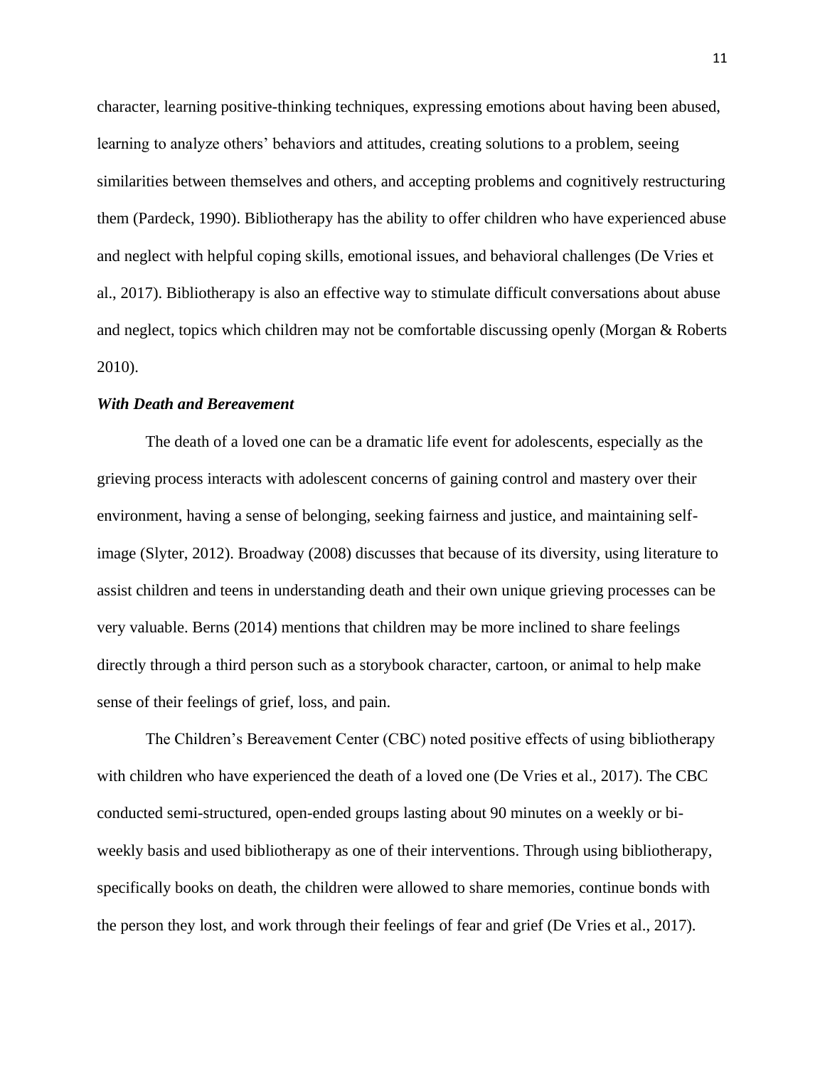character, learning positive-thinking techniques, expressing emotions about having been abused, learning to analyze others' behaviors and attitudes, creating solutions to a problem, seeing similarities between themselves and others, and accepting problems and cognitively restructuring them (Pardeck, 1990). Bibliotherapy has the ability to offer children who have experienced abuse and neglect with helpful coping skills, emotional issues, and behavioral challenges (De Vries et al., 2017). Bibliotherapy is also an effective way to stimulate difficult conversations about abuse and neglect, topics which children may not be comfortable discussing openly (Morgan & Roberts 2010).

***With Death and Bereavement***

The death of a loved one can be a dramatic life event for adolescents, especially as the grieving process interacts with adolescent concerns of gaining control and mastery over their environment, having a sense of belonging, seeking fairness and justice, and maintaining self-image (Slyter, 2012). Broadway (2008) discusses that because of its diversity, using literature to assist children and teens in understanding death and their own unique grieving processes can be very valuable. Berns (2014) mentions that children may be more inclined to share feelings directly through a third person such as a storybook character, cartoon, or animal to help make sense of their feelings of grief, loss, and pain.

The Children's Bereavement Center (CBC) noted positive effects of using bibliotherapy with children who have experienced the death of a loved one (De Vries et al., 2017). The CBC conducted semi-structured, open-ended groups lasting about 90 minutes on a weekly or bi-weekly basis and used bibliotherapy as one of their interventions. Through using bibliotherapy, specifically books on death, the children were allowed to share memories, continue bonds with the person they lost, and work through their feelings of fear and grief (De Vries et al., 2017).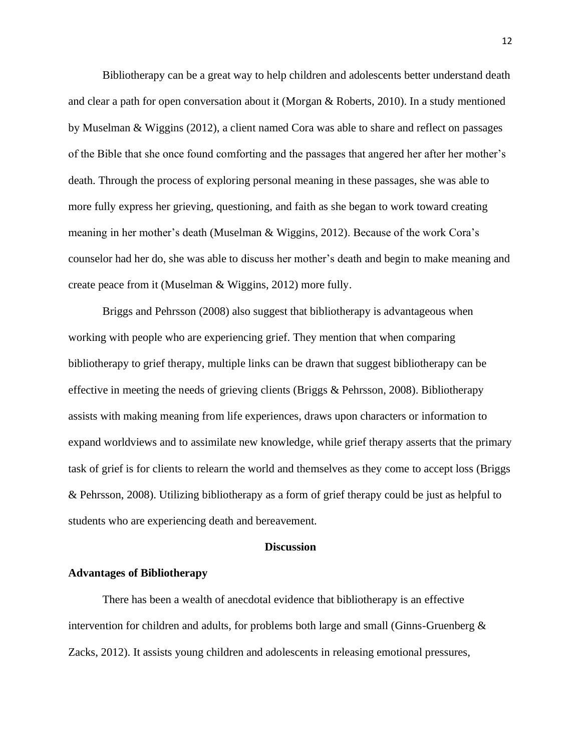Bibliotherapy can be a great way to help children and adolescents better understand death and clear a path for open conversation about it (Morgan & Roberts, 2010). In a study mentioned by Muselman & Wiggins (2012), a client named Cora was able to share and reflect on passages of the Bible that she once found comforting and the passages that angered her after her mother's death. Through the process of exploring personal meaning in these passages, she was able to more fully express her grieving, questioning, and faith as she began to work toward creating meaning in her mother's death (Muselman & Wiggins, 2012). Because of the work Cora's counselor had her do, she was able to discuss her mother's death and begin to make meaning and create peace from it (Muselman & Wiggins, 2012) more fully.

Briggs and Pehrsson (2008) also suggest that bibliotherapy is advantageous when working with people who are experiencing grief. They mention that when comparing bibliotherapy to grief therapy, multiple links can be drawn that suggest bibliotherapy can be effective in meeting the needs of grieving clients (Briggs & Pehrsson, 2008). Bibliotherapy assists with making meaning from life experiences, draws upon characters or information to expand worldviews and to assimilate new knowledge, while grief therapy asserts that the primary task of grief is for clients to relearn the world and themselves as they come to accept loss (Briggs & Pehrsson, 2008). Utilizing bibliotherapy as a form of grief therapy could be just as helpful to students who are experiencing death and bereavement.

## Discussion

### Advantages of Bibliotherapy

There has been a wealth of anecdotal evidence that bibliotherapy is an effective intervention for children and adults, for problems both large and small (Ginns-Gruenberg & Zacks, 2012). It assists young children and adolescents in releasing emotional pressures,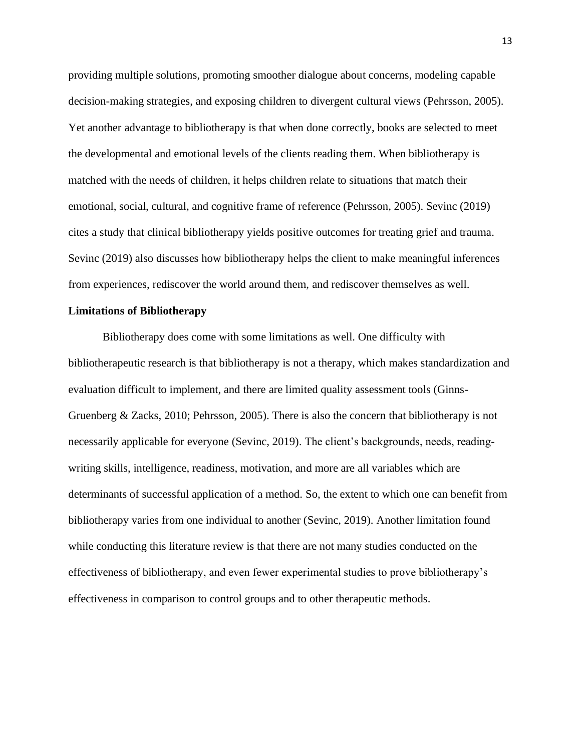providing multiple solutions, promoting smoother dialogue about concerns, modeling capable decision-making strategies, and exposing children to divergent cultural views (Pehrsson, 2005). Yet another advantage to bibliotherapy is that when done correctly, books are selected to meet the developmental and emotional levels of the clients reading them. When bibliotherapy is matched with the needs of children, it helps children relate to situations that match their emotional, social, cultural, and cognitive frame of reference (Pehrsson, 2005). Sevinc (2019) cites a study that clinical bibliotherapy yields positive outcomes for treating grief and trauma. Sevinc (2019) also discusses how bibliotherapy helps the client to make meaningful inferences from experiences, rediscover the world around them, and rediscover themselves as well.

**Limitations of Bibliotherapy**

Bibliotherapy does come with some limitations as well. One difficulty with bibliotherapeutic research is that bibliotherapy is not a therapy, which makes standardization and evaluation difficult to implement, and there are limited quality assessment tools (Ginns-Gruenberg & Zacks, 2010; Pehrsson, 2005). There is also the concern that bibliotherapy is not necessarily applicable for everyone (Sevinc, 2019). The client's backgrounds, needs, reading-writing skills, intelligence, readiness, motivation, and more are all variables which are determinants of successful application of a method. So, the extent to which one can benefit from bibliotherapy varies from one individual to another (Sevinc, 2019). Another limitation found while conducting this literature review is that there are not many studies conducted on the effectiveness of bibliotherapy, and even fewer experimental studies to prove bibliotherapy's effectiveness in comparison to control groups and to other therapeutic methods.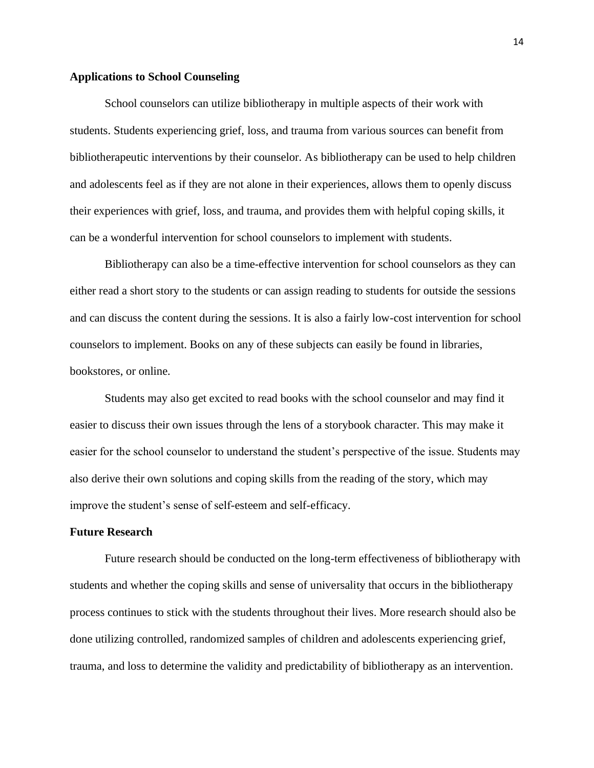## Applications to School Counseling

School counselors can utilize bibliotherapy in multiple aspects of their work with students. Students experiencing grief, loss, and trauma from various sources can benefit from bibliotherapeutic interventions by their counselor. As bibliotherapy can be used to help children and adolescents feel as if they are not alone in their experiences, allows them to openly discuss their experiences with grief, loss, and trauma, and provides them with helpful coping skills, it can be a wonderful intervention for school counselors to implement with students.

Bibliotherapy can also be a time-effective intervention for school counselors as they can either read a short story to the students or can assign reading to students for outside the sessions and can discuss the content during the sessions. It is also a fairly low-cost intervention for school counselors to implement. Books on any of these subjects can easily be found in libraries, bookstores, or online.

Students may also get excited to read books with the school counselor and may find it easier to discuss their own issues through the lens of a storybook character. This may make it easier for the school counselor to understand the student's perspective of the issue. Students may also derive their own solutions and coping skills from the reading of the story, which may improve the student's sense of self-esteem and self-efficacy.

## Future Research

Future research should be conducted on the long-term effectiveness of bibliotherapy with students and whether the coping skills and sense of universality that occurs in the bibliotherapy process continues to stick with the students throughout their lives. More research should also be done utilizing controlled, randomized samples of children and adolescents experiencing grief, trauma, and loss to determine the validity and predictability of bibliotherapy as an intervention.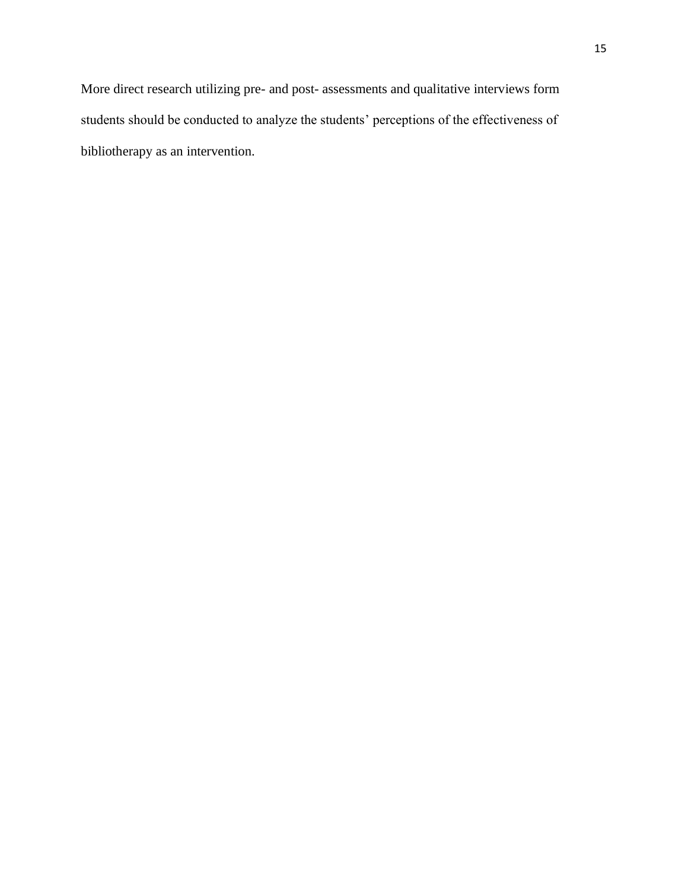More direct research utilizing pre- and post- assessments and qualitative interviews form students should be conducted to analyze the students' perceptions of the effectiveness of bibliotherapy as an intervention.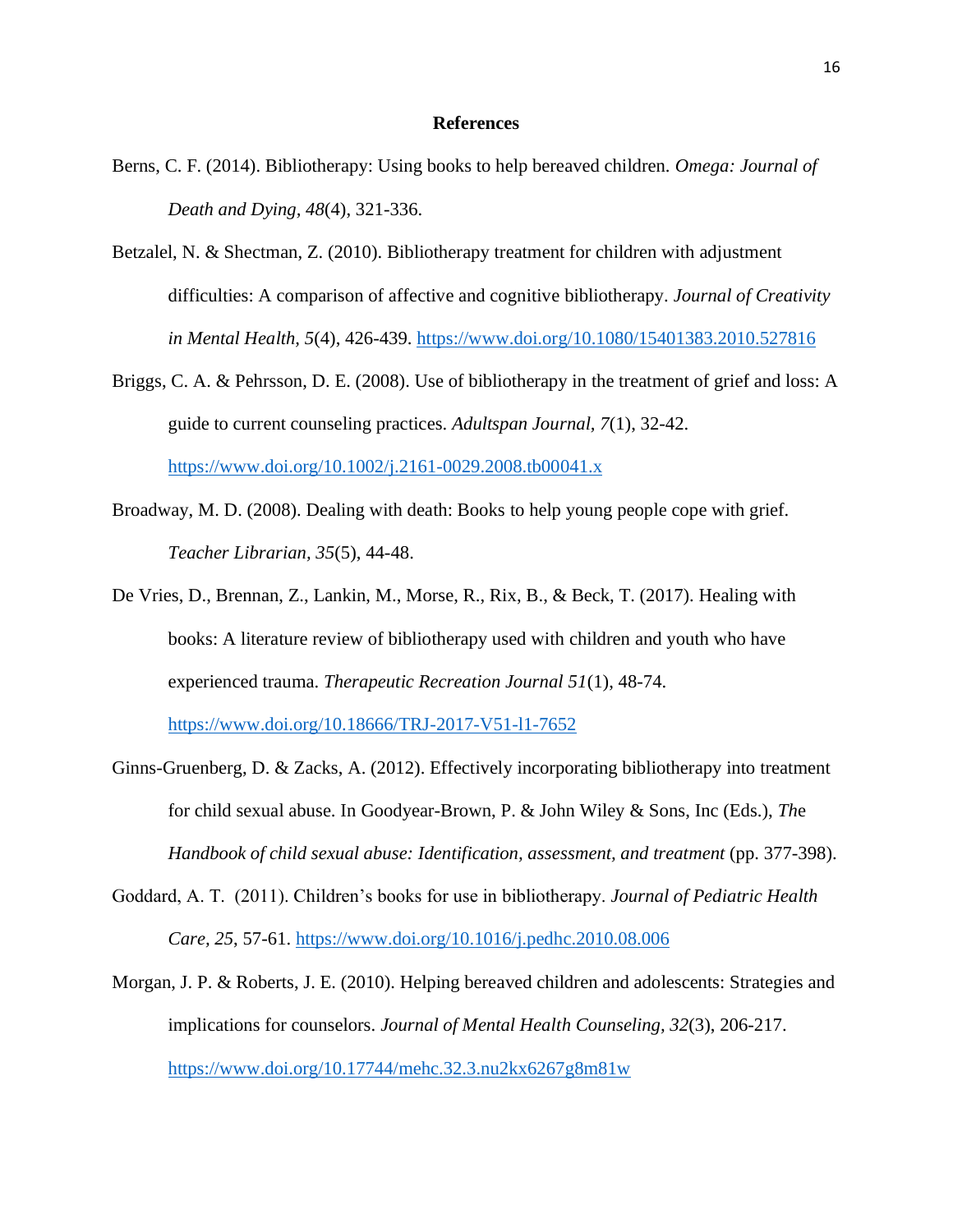# References

Berns, C. F. (2014). Bibliotherapy: Using books to help bereaved children. *Omega: Journal of Death and Dying, 48*(4), 321-336.

Betzalel, N. & Shectman, Z. (2010). Bibliotherapy treatment for children with adjustment difficulties: A comparison of affective and cognitive bibliotherapy. *Journal of Creativity in Mental Health*, *5*(4), 426-439. https://www.doi.org/10.1080/15401383.2010.527816

Briggs, C. A. & Pehrsson, D. E. (2008). Use of bibliotherapy in the treatment of grief and loss: A guide to current counseling practices. *Adultspan Journal, 7*(1), 32-42. https://www.doi.org/10.1002/j.2161-0029.2008.tb00041.x

Broadway, M. D. (2008). Dealing with death: Books to help young people cope with grief. *Teacher Librarian, 35*(5), 44-48.

De Vries, D., Brennan, Z., Lankin, M., Morse, R., Rix, B., & Beck, T. (2017). Healing with books: A literature review of bibliotherapy used with children and youth who have experienced trauma. *Therapeutic Recreation Journal 51*(1), 48-74. https://www.doi.org/10.18666/TRJ-2017-V51-l1-7652

Ginns-Gruenberg, D. & Zacks, A. (2012). Effectively incorporating bibliotherapy into treatment for child sexual abuse. In Goodyear-Brown, P. & John Wiley & Sons, Inc (Eds.), *The Handbook of child sexual abuse: Identification, assessment, and treatment* (pp. 377-398).

Goddard, A. T. (2011). Children's books for use in bibliotherapy. *Journal of Pediatric Health Care*, *25*, 57-61. https://www.doi.org/10.1016/j.pedhc.2010.08.006

Morgan, J. P. & Roberts, J. E. (2010). Helping bereaved children and adolescents: Strategies and implications for counselors. *Journal of Mental Health Counseling, 32*(3), 206-217. https://www.doi.org/10.17744/mehc.32.3.nu2kx6267g8m81w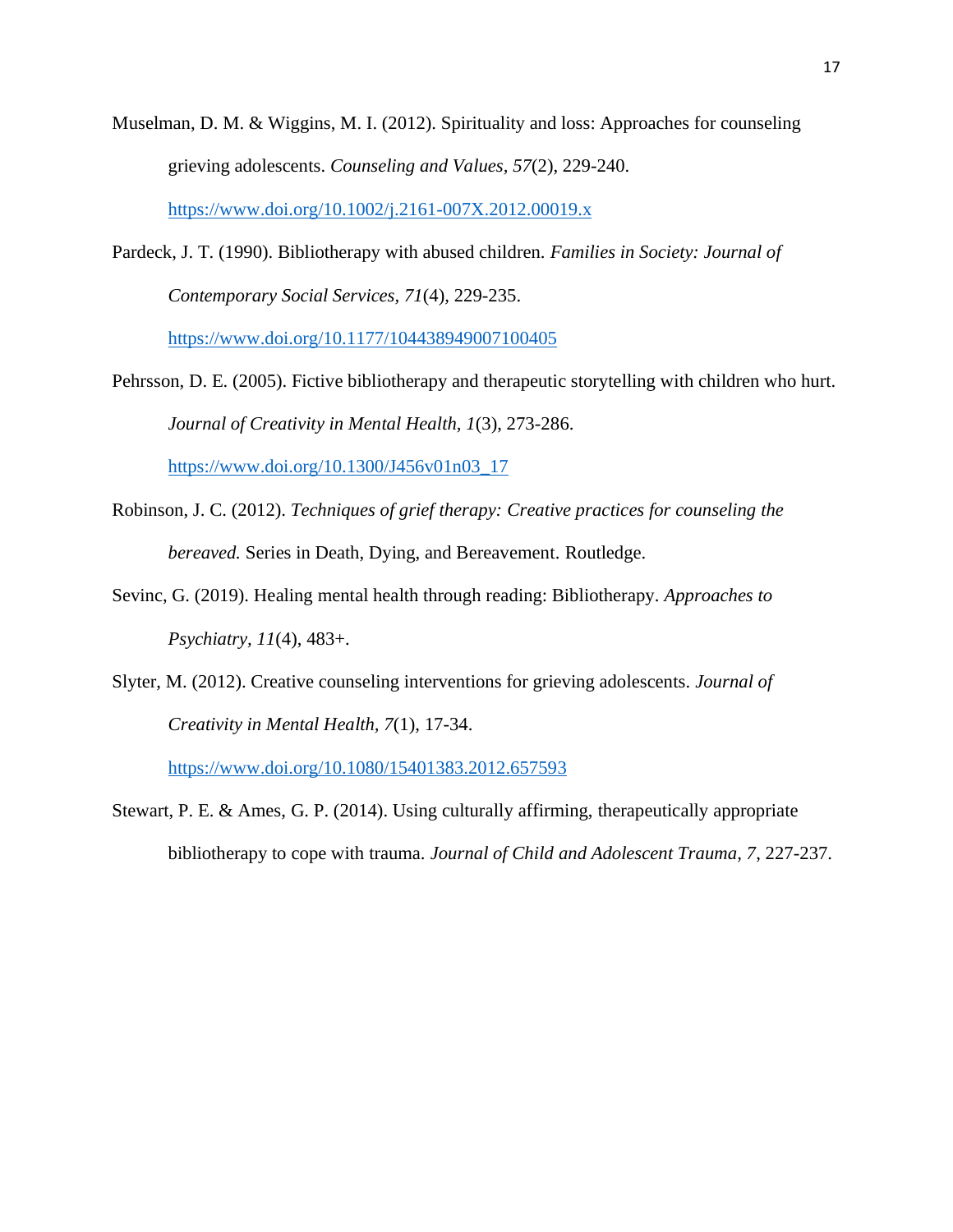Muselman, D. M. & Wiggins, M. I. (2012). Spirituality and loss: Approaches for counseling grieving adolescents. *Counseling and Values, 57*(2), 229-240. https://www.doi.org/10.1002/j.2161-007X.2012.00019.x

Pardeck, J. T. (1990). Bibliotherapy with abused children. *Families in Society: Journal of Contemporary Social Services, 71*(4), 229-235. https://www.doi.org/10.1177/104438949007100405

Pehrsson, D. E. (2005). Fictive bibliotherapy and therapeutic storytelling with children who hurt. *Journal of Creativity in Mental Health, 1*(3), 273-286. https://www.doi.org/10.1300/J456v01n03_17

Robinson, J. C. (2012). *Techniques of grief therapy: Creative practices for counseling the bereaved.* Series in Death, Dying, and Bereavement. Routledge.

Sevinc, G. (2019). Healing mental health through reading: Bibliotherapy. *Approaches to Psychiatry, 11*(4), 483+.

Slyter, M. (2012). Creative counseling interventions for grieving adolescents. *Journal of Creativity in Mental Health*, *7*(1), 17-34. https://www.doi.org/10.1080/15401383.2012.657593

Stewart, P. E. & Ames, G. P. (2014). Using culturally affirming, therapeutically appropriate bibliotherapy to cope with trauma. *Journal of Child and Adolescent Trauma*, *7*, 227-237.